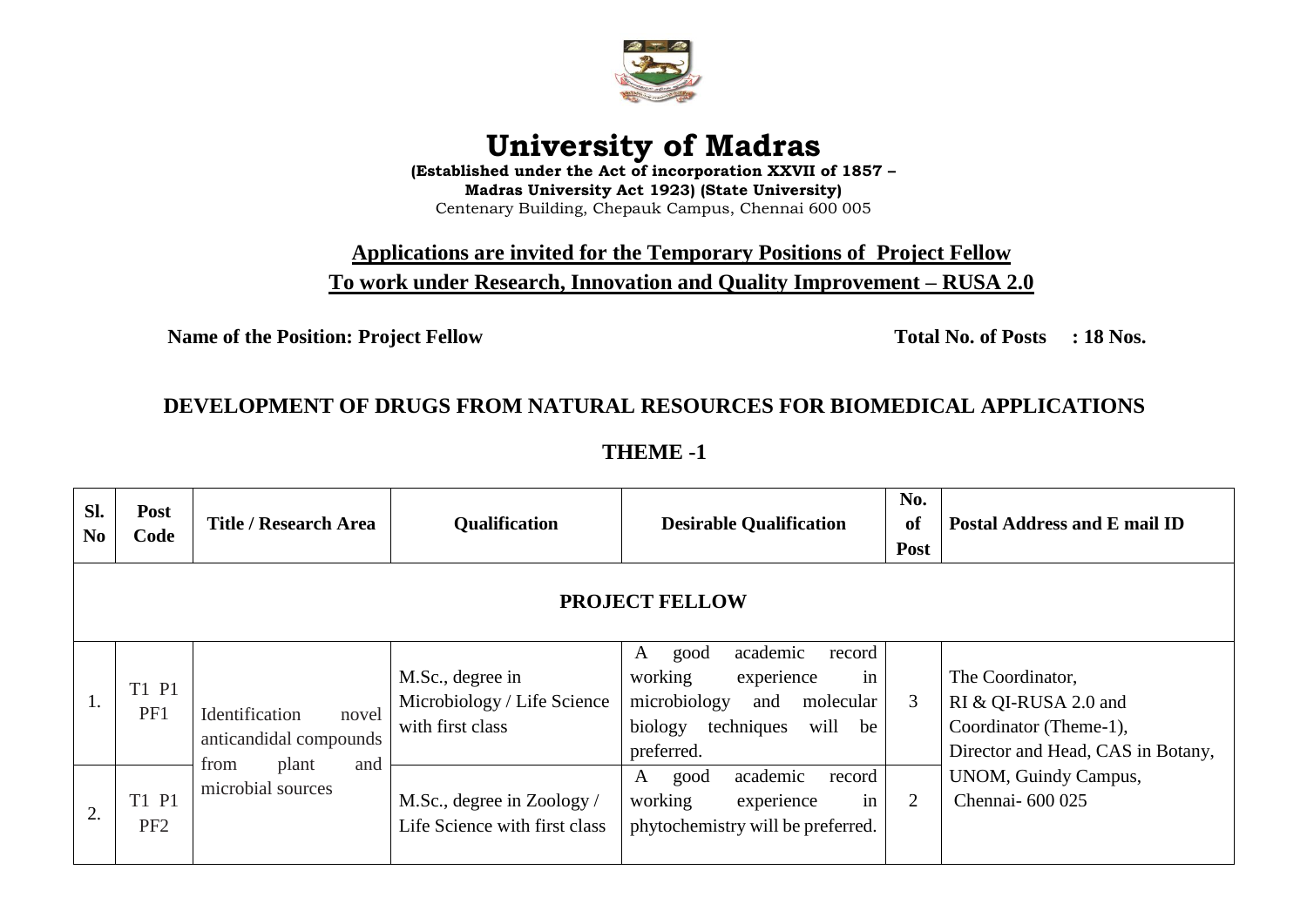# University of Madras

**(Established under the Act of incorporation XXVII of 1857 –**
**Madras University Act 1923) (State University)**
Centenary Building, Chepauk Campus, Chennai 600 005

## Applications are invited for the Temporary Positions of Project Fellow
## To work under Research, Innovation and Quality Improvement – RUSA 2.0

**Name of the Position: Project Fellow** **Total No. of Posts : 18 Nos.**

## DEVELOPMENT OF DRUGS FROM NATURAL RESOURCES FOR BIOMEDICAL APPLICATIONS

## THEME -1

| Sl. No | Post Code | Title / Research Area | Qualification | Desirable Qualification | No. of Post | Postal Address and E mail ID |
|---|---|---|---|---|---|---|
| **PROJECT FELLOW** | | | | | | |
| 1. | T1 P1 PF1 | Identification novel anticandidal compounds from plant and microbial sources | M.Sc., degree in Microbiology / Life Science with first class | A good academic record working experience in microbiology and molecular biology techniques will be preferred. | 3 | The Coordinator, RI & QI-RUSA 2.0 and Coordinator (Theme-1), Director and Head, CAS in Botany, UNOM, Guindy Campus, Chennai- 600 025 |
| 2. | T1 P1 PF2 | | M.Sc., degree in Zoology / Life Science with first class | A good academic record working experience in phytochemistry will be preferred. | 2 | |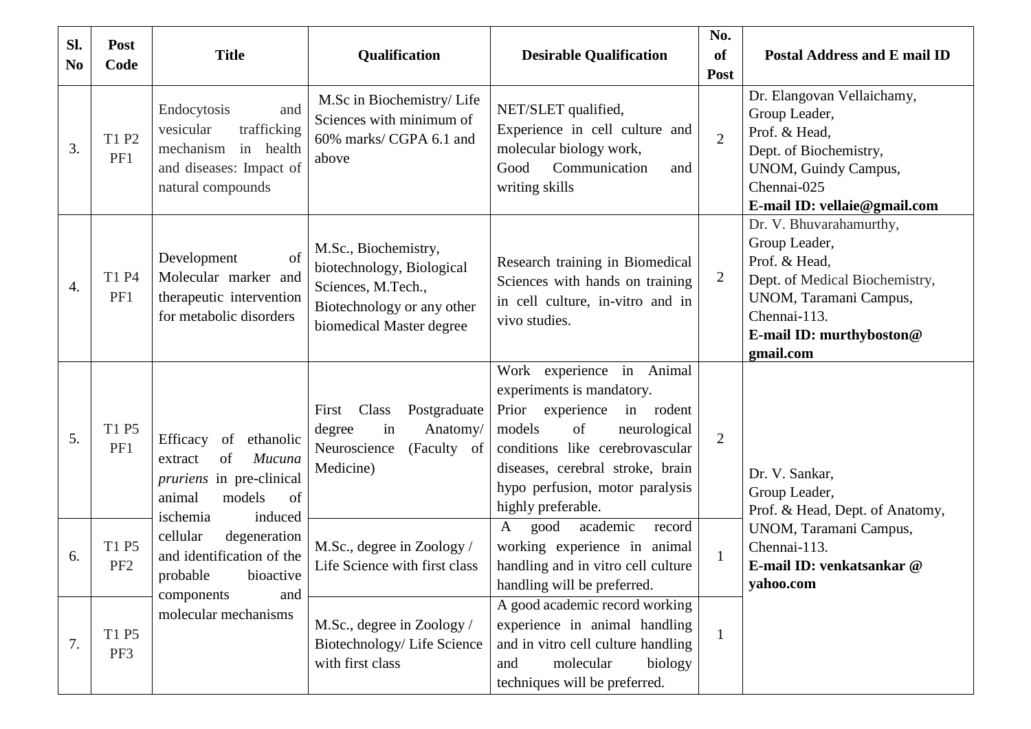| Sl. No | Post Code | Title | Qualification | Desirable Qualification | No. of Post | Postal Address and E mail ID |
|---|---|---|---|---|---|---|
| 3. | T1 P2 PF1 | Endocytosis and vesicular trafficking mechanism in health and diseases: Impact of natural compounds | M.Sc in Biochemistry/ Life Sciences with minimum of 60% marks/ CGPA 6.1 and above | NET/SLET qualified, Experience in cell culture and molecular biology work, Good Communication and writing skills | 2 | Dr. Elangovan Vellaichamy, Group Leader, Prof. & Head, Dept. of Biochemistry, UNOM, Guindy Campus, Chennai-025 **E-mail ID: vellaie@gmail.com** |
| 4. | T1 P4 PF1 | Development of Molecular marker and therapeutic intervention for metabolic disorders | M.Sc., Biochemistry, biotechnology, Biological Sciences, M.Tech., Biotechnology or any other biomedical Master degree | Research training in Biomedical Sciences with hands on training in cell culture, in-vitro and in vivo studies. | 2 | Dr. V. Bhuvarahamurthy, Group Leader, Prof. & Head, Dept. of Medical Biochemistry, UNOM, Taramani Campus, Chennai-113. **E-mail ID: murthyboston@ gmail.com** |
| 5. | T1 P5 PF1 | Efficacy of ethanolic extract of *Mucuna pruriens* in pre-clinical animal models of ischemia induced cellular degeneration and identification of the probable bioactive components and molecular mechanisms | First Class Postgraduate degree in Anatomy/ Neuroscience (Faculty of Medicine) | Work experience in Animal experiments is mandatory. Prior experience in rodent models of neurological conditions like cerebrovascular diseases, cerebral stroke, brain hypo perfusion, motor paralysis highly preferable. | 2 | Dr. V. Sankar, Group Leader, Prof. & Head, Dept. of Anatomy, UNOM, Taramani Campus, Chennai-113. **E-mail ID: venkatsankar @ yahoo.com** |
| 6. | T1 P5 PF2 | | M.Sc., degree in Zoology / Life Science with first class | A good academic record working experience in animal handling and in vitro cell culture handling will be preferred. | 1 | |
| 7. | T1 P5 PF3 | | M.Sc., degree in Zoology / Biotechnology/ Life Science with first class | A good academic record working experience in animal handling and in vitro cell culture handling and molecular biology techniques will be preferred. | 1 | |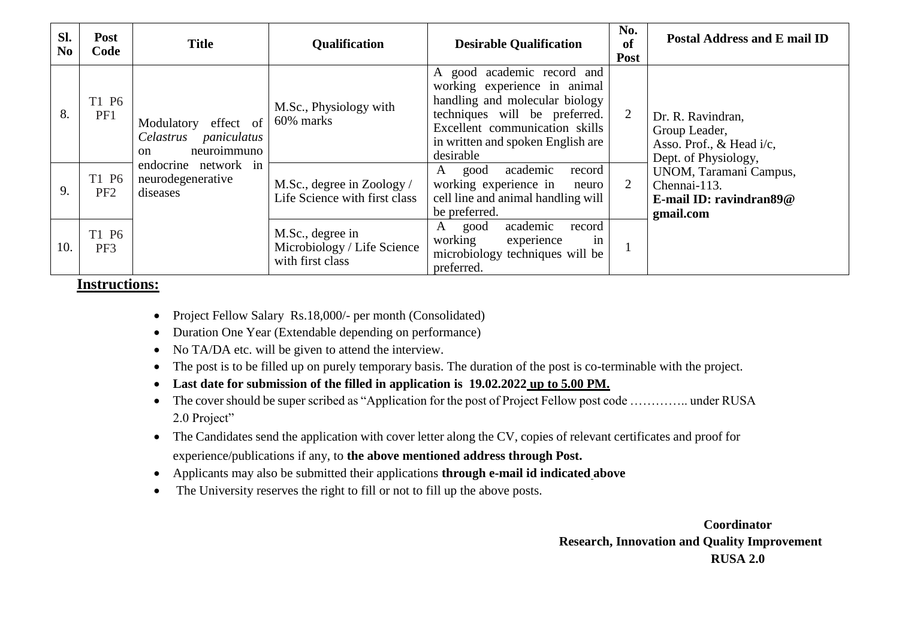| Sl. No | Post Code | Title | Qualification | Desirable Qualification | No. of Post | Postal Address and E mail ID |
|---|---|---|---|---|---|---|
| 8. | T1 P6 PF1 | Modulatory effect of *Celastrus paniculatus* on neuroimmuno endocrine network in neurodegenerative diseases | M.Sc., Physiology with 60% marks | A good academic record and working experience in animal handling and molecular biology techniques will be preferred. Excellent communication skills in written and spoken English are desirable | 2 | Dr. R. Ravindran, Group Leader, Asso. Prof., & Head i/c, Dept. of Physiology, UNOM, Taramani Campus, Chennai-113. **E-mail ID: ravindran89@gmail.com** |
| 9. | T1 P6 PF2 | | M.Sc., degree in Zoology / Life Science with first class | A good academic record working experience in neuro cell line and animal handling will be preferred. | 2 | |
| 10. | T1 P6 PF3 | | M.Sc., degree in Microbiology / Life Science with first class | A good academic record working experience in microbiology techniques will be preferred. | 1 | |

**Instructions:**

- Project Fellow Salary Rs.18,000/- per month (Consolidated)
- Duration One Year (Extendable depending on performance)
- No TA/DA etc. will be given to attend the interview.
- The post is to be filled up on purely temporary basis. The duration of the post is co-terminable with the project.
- **Last date for submission of the filled in application is 19.02.2022 up to 5.00 PM.**
- The cover should be super scribed as "Application for the post of Project Fellow post code ………….. under RUSA 2.0 Project"
- The Candidates send the application with cover letter along the CV, copies of relevant certificates and proof for experience/publications if any, to **the above mentioned address through Post.**
- Applicants may also be submitted their applications **through e-mail id indicated above**
- The University reserves the right to fill or not to fill up the above posts.

**Coordinator**
**Research, Innovation and Quality Improvement**
**RUSA 2.0**